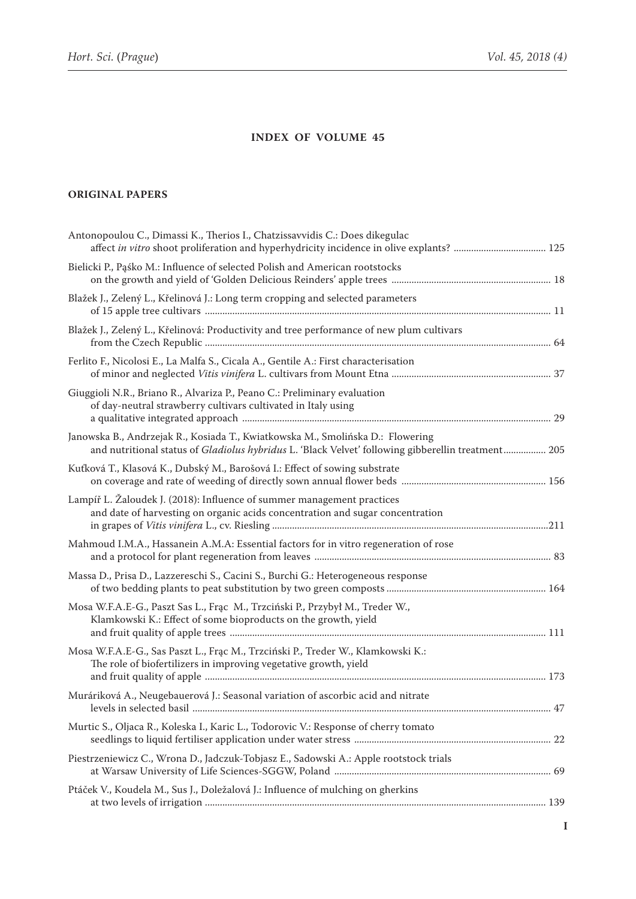## INDEX OF VOLUME 45

### ORIGINAL PAPERS

Antonopoulou C., Dimassi K., Therios I., Chatzissavvidis C.: Does dikegulac affect *in vitro* shoot proliferation and hyperhydricity incidence in olive explants? .................................... 125

Bielicki P., Pąśko M.: Influence of selected Polish and American rootstocks on the growth and yield of 'Golden Delicious Reinders' apple trees ............................................................... 18

Blažek J., Zelený L., Křelinová J.: Long term cropping and selected parameters of 15 apple tree cultivars ......................................................................................................................................... 11

Blažek J., Zelený L., Křelinová: Productivity and tree performance of new plum cultivars from the Czech Republic ........................................................................................................................................... 64

Ferlito F., Nicolosi E., La Malfa S., Cicala A., Gentile A.: First characterisation of minor and neglected *Vitis vinifera* L. cultivars from Mount Etna ............................................................... 37

Giuggioli N.R., Briano R., Alvariza P., Peano C.: Preliminary evaluation of day-neutral strawberry cultivars cultivated in Italy using a qualitative integrated approach .......................................................................................................................... 29

Janowska B., Andrzejak R., Kosiada T., Kwiatkowska M., Smolińska D.: Flowering and nutritional status of *Gladiolus hybridus* L. 'Black Velvet' following gibberellin treatment................ 205

Kuťková T., Klasová K., Dubský M., Barošová I.: Effect of sowing substrate on coverage and rate of weeding of directly sown annual flower beds ......................................................... 156

Lampíř L. Žaloudek J. (2018): Influence of summer management practices and date of harvesting on organic acids concentration and sugar concentration in grapes of *Vitis vinifera* L., cv. Riesling .............................................................................................................211

Mahmoud I.M.A., Hassanein A.M.A: Essential factors for in vitro regeneration of rose and a protocol for plant regeneration from leaves .............................................................................. 83

Massa D., Prisa D., Lazzereschi S., Cacini S., Burchi G.: Heterogeneous response of two bedding plants to peat substitution by two green composts ............................................................... 164

Mosa W.F.A.E-G., Paszt Sas L., Frąc M., Trzciński P., Przybył M., Treder W., Klamkowski K.: Effect of some bioproducts on the growth, yield and fruit quality of apple trees ............................................................................................................................. 111

Mosa W.F.A.E-G., Sas Paszt L., Frąc M., Trzciński P., Treder W., Klamkowski K.: The role of biofertilizers in improving vegetative growth, yield and fruit quality of apple ........................................................................................................................................ 173

Muráriková A., Neugebauerová J.: Seasonal variation of ascorbic acid and nitrate levels in selected basil ............................................................................................................................................. 47

Murtic S., Oljaca R., Koleska I., Karic L., Todorovic V.: Response of cherry tomato seedlings to liquid fertiliser application under water stress .............................................................................. 22

Piestrzeniewicz C., Wrona D., Jadczuk-Tobjasz E., Sadowski A.: Apple rootstock trials at Warsaw University of Life Sciences-SGGW, Poland ...................................................................................... 69

Ptáček V., Koudela M., Sus J., Doležalová J.: Influence of mulching on gherkins at two levels of irrigation ....................................................................................................................................... 139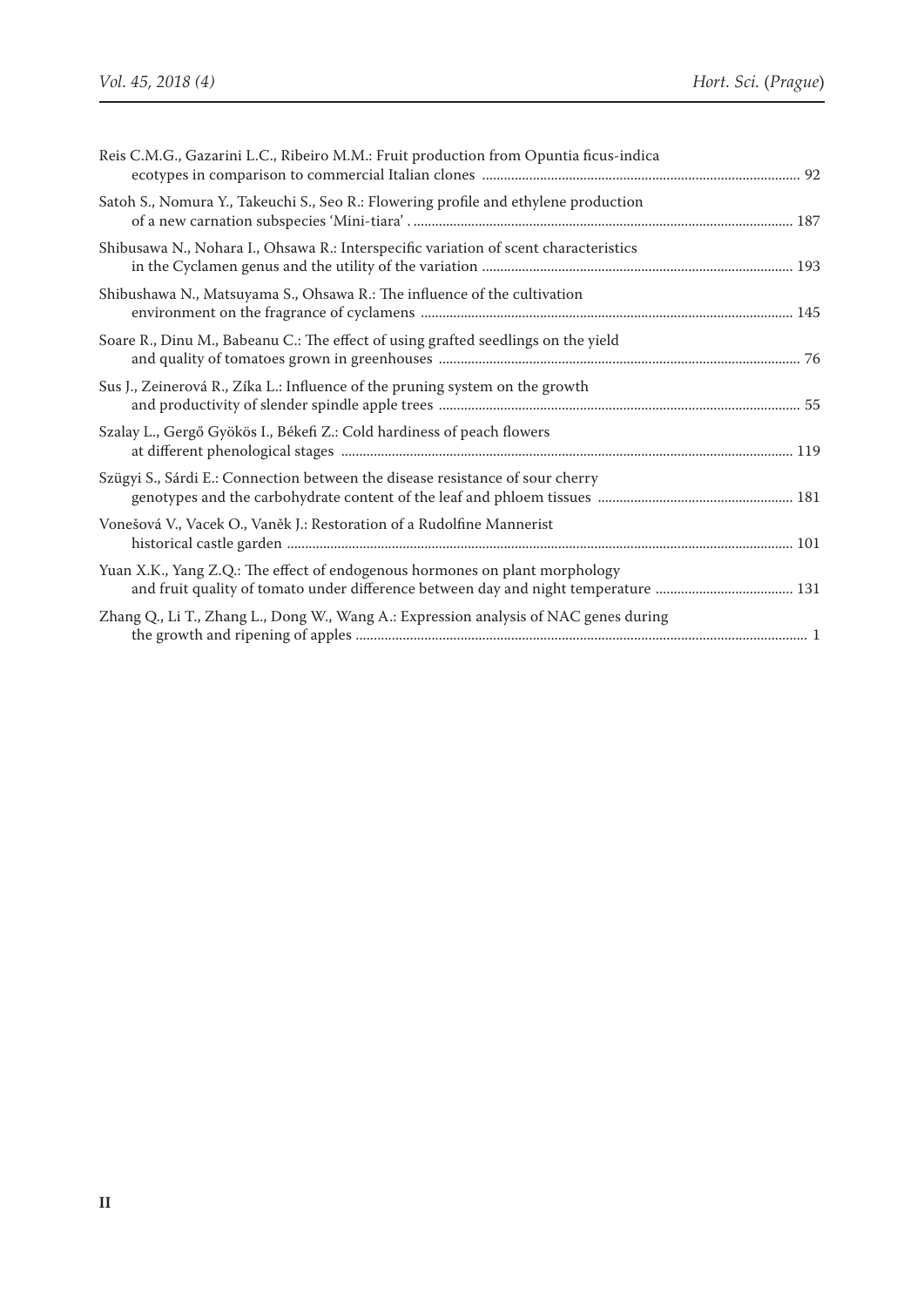Reis C.M.G., Gazarini L.C., Ribeiro M.M.: Fruit production from Opuntia ficus-indica ecotypes in comparison to commercial Italian clones ........................................................................................ 92

Satoh S., Nomura Y., Takeuchi S., Seo R.: Flowering profile and ethylene production of a new carnation subspecies 'Mini-tiara' . ......................................................................................................... 187

Shibusawa N., Nohara I., Ohsawa R.: Interspecific variation of scent characteristics in the Cyclamen genus and the utility of the variation ..................................................................................... 193

Shibushawa N., Matsuyama S., Ohsawa R.: The influence of the cultivation environment on the fragrance of cyclamens ...................................................................................................... 145

Soare R., Dinu M., Babeanu C.: The effect of using grafted seedlings on the yield and quality of tomatoes grown in greenhouses ................................................................................................... 76

Sus J., Zeinerová R., Zíka L.: Influence of the pruning system on the growth and productivity of slender spindle apple trees ................................................................................................... 55

Szalay L., Gergő Gyökös I., Békefi Z.: Cold hardiness of peach flowers at different phenological stages ........................................................................................................................... 119

Szügyi S., Sárdi E.: Connection between the disease resistance of sour cherry genotypes and the carbohydrate content of the leaf and phloem tissues ...................................................... 181

Vonešová V., Vacek O., Vaněk J.: Restoration of a Rudolfine Mannerist historical castle garden .......................................................................................................................................... 101

Yuan X.K., Yang Z.Q.: The effect of endogenous hormones on plant morphology and fruit quality of tomato under difference between day and night temperature ...................................... 131

Zhang Q., Li T., Zhang L., Dong W., Wang A.: Expression analysis of NAC genes during the growth and ripening of apples ............................................................................................................ 1